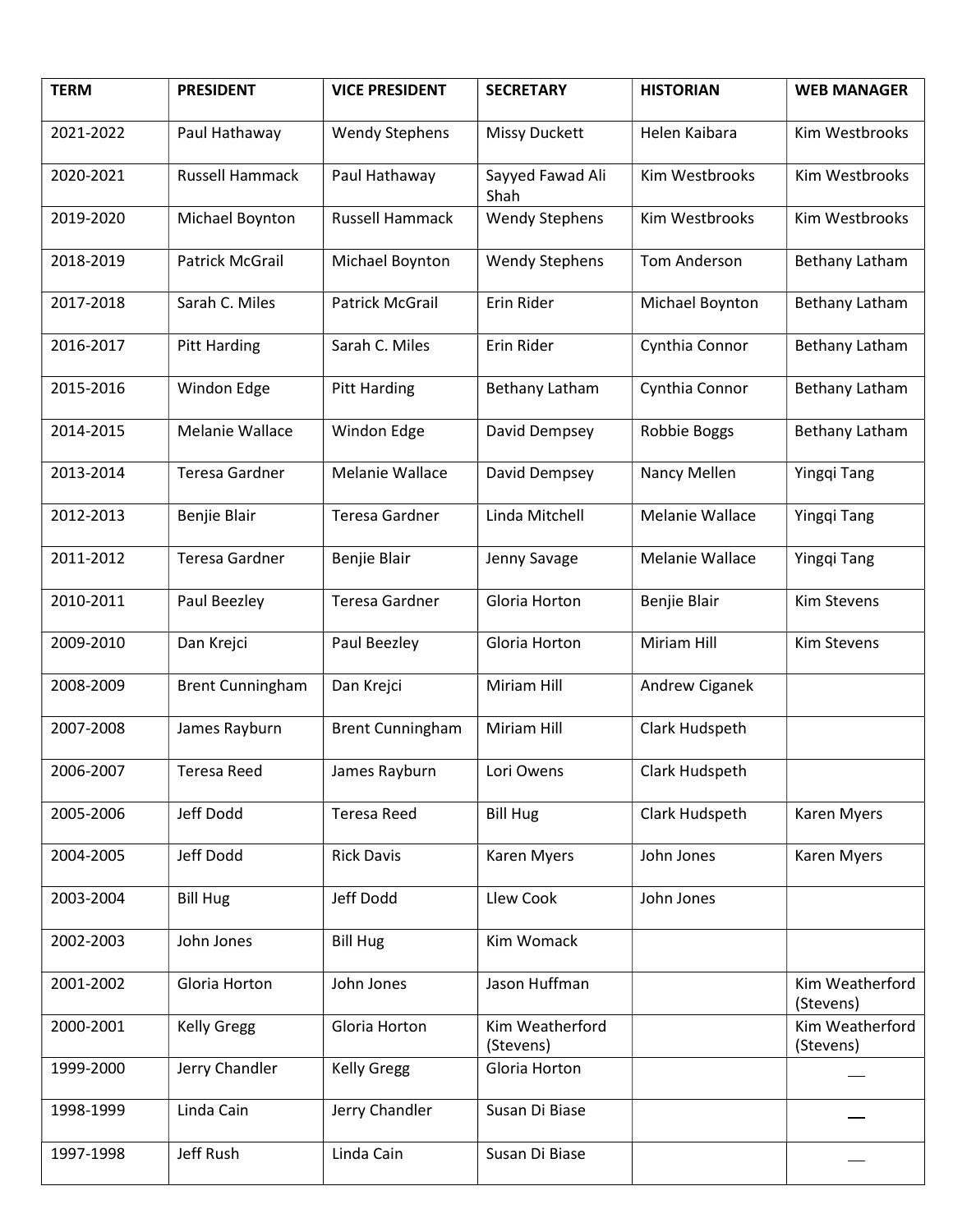| TERM | PRESIDENT | VICE PRESIDENT | SECRETARY | HISTORIAN | WEB MANAGER |
|---|---|---|---|---|---|
| 2021-2022 | Paul Hathaway | Wendy Stephens | Missy Duckett | Helen Kaibara | Kim Westbrooks |
| 2020-2021 | Russell Hammack | Paul Hathaway | Sayyed Fawad Ali Shah | Kim Westbrooks | Kim Westbrooks |
| 2019-2020 | Michael Boynton | Russell Hammack | Wendy Stephens | Kim Westbrooks | Kim Westbrooks |
| 2018-2019 | Patrick McGrail | Michael Boynton | Wendy Stephens | Tom Anderson | Bethany Latham |
| 2017-2018 | Sarah C. Miles | Patrick McGrail | Erin Rider | Michael Boynton | Bethany Latham |
| 2016-2017 | Pitt Harding | Sarah C. Miles | Erin Rider | Cynthia Connor | Bethany Latham |
| 2015-2016 | Windon Edge | Pitt Harding | Bethany Latham | Cynthia Connor | Bethany Latham |
| 2014-2015 | Melanie Wallace | Windon Edge | David Dempsey | Robbie Boggs | Bethany Latham |
| 2013-2014 | Teresa Gardner | Melanie Wallace | David Dempsey | Nancy Mellen | Yingqi Tang |
| 2012-2013 | Benjie Blair | Teresa Gardner | Linda Mitchell | Melanie Wallace | Yingqi Tang |
| 2011-2012 | Teresa Gardner | Benjie Blair | Jenny Savage | Melanie Wallace | Yingqi Tang |
| 2010-2011 | Paul Beezley | Teresa Gardner | Gloria Horton | Benjie Blair | Kim Stevens |
| 2009-2010 | Dan Krejci | Paul Beezley | Gloria Horton | Miriam Hill | Kim Stevens |
| 2008-2009 | Brent Cunningham | Dan Krejci | Miriam Hill | Andrew Ciganek | |
| 2007-2008 | James Rayburn | Brent Cunningham | Miriam Hill | Clark Hudspeth | |
| 2006-2007 | Teresa Reed | James Rayburn | Lori Owens | Clark Hudspeth | |
| 2005-2006 | Jeff Dodd | Teresa Reed | Bill Hug | Clark Hudspeth | Karen Myers |
| 2004-2005 | Jeff Dodd | Rick Davis | Karen Myers | John Jones | Karen Myers |
| 2003-2004 | Bill Hug | Jeff Dodd | Llew Cook | John Jones | |
| 2002-2003 | John Jones | Bill Hug | Kim Womack | | |
| 2001-2002 | Gloria Horton | John Jones | Jason Huffman | | Kim Weatherford (Stevens) |
| 2000-2001 | Kelly Gregg | Gloria Horton | Kim Weatherford (Stevens) | | Kim Weatherford (Stevens) |
| 1999-2000 | Jerry Chandler | Kelly Gregg | Gloria Horton | | — |
| 1998-1999 | Linda Cain | Jerry Chandler | Susan Di Biase | | — |
| 1997-1998 | Jeff Rush | Linda Cain | Susan Di Biase | | — |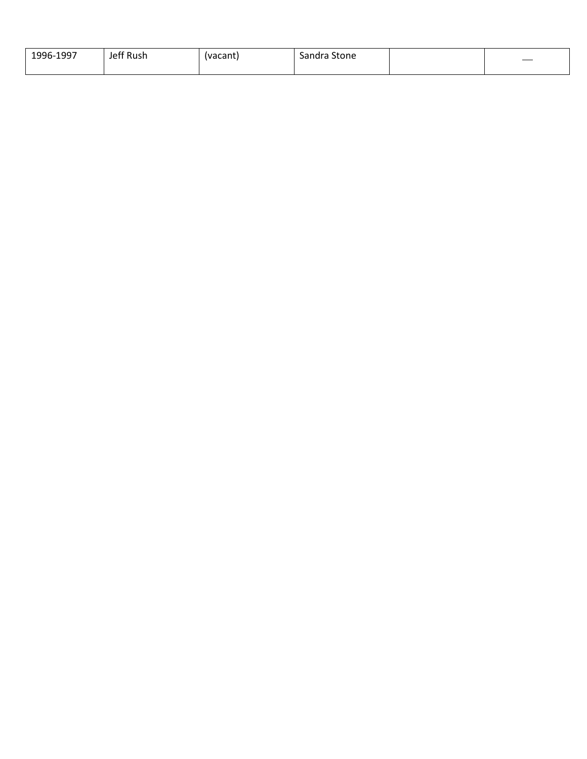| 1996-1997 | Jeff Rush | (vacant) | Sandra Stone | | — |
|---|---|---|---|---|---|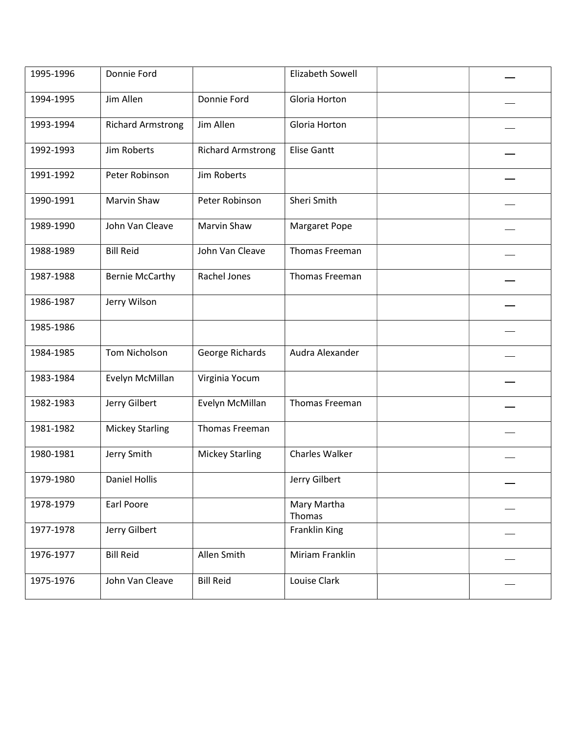| | | | | | |
|---|---|---|---|---|---|
| 1995-1996 | Donnie Ford | | Elizabeth Sowell | | __ |
| 1994-1995 | Jim Allen | Donnie Ford | Gloria Horton | | __ |
| 1993-1994 | Richard Armstrong | Jim Allen | Gloria Horton | | __ |
| 1992-1993 | Jim Roberts | Richard Armstrong | Elise Gantt | | __ |
| 1991-1992 | Peter Robinson | Jim Roberts | | | __ |
| 1990-1991 | Marvin Shaw | Peter Robinson | Sheri Smith | | __ |
| 1989-1990 | John Van Cleave | Marvin Shaw | Margaret Pope | | __ |
| 1988-1989 | Bill Reid | John Van Cleave | Thomas Freeman | | __ |
| 1987-1988 | Bernie McCarthy | Rachel Jones | Thomas Freeman | | __ |
| 1986-1987 | Jerry Wilson | | | | __ |
| 1985-1986 | | | | | __ |
| 1984-1985 | Tom Nicholson | George Richards | Audra Alexander | | __ |
| 1983-1984 | Evelyn McMillan | Virginia Yocum | | | __ |
| 1982-1983 | Jerry Gilbert | Evelyn McMillan | Thomas Freeman | | __ |
| 1981-1982 | Mickey Starling | Thomas Freeman | | | __ |
| 1980-1981 | Jerry Smith | Mickey Starling | Charles Walker | | __ |
| 1979-1980 | Daniel Hollis | | Jerry Gilbert | | __ |
| 1978-1979 | Earl Poore | | Mary Martha Thomas | | __ |
| 1977-1978 | Jerry Gilbert | | Franklin King | | __ |
| 1976-1977 | Bill Reid | Allen Smith | Miriam Franklin | | __ |
| 1975-1976 | John Van Cleave | Bill Reid | Louise Clark | | __ |